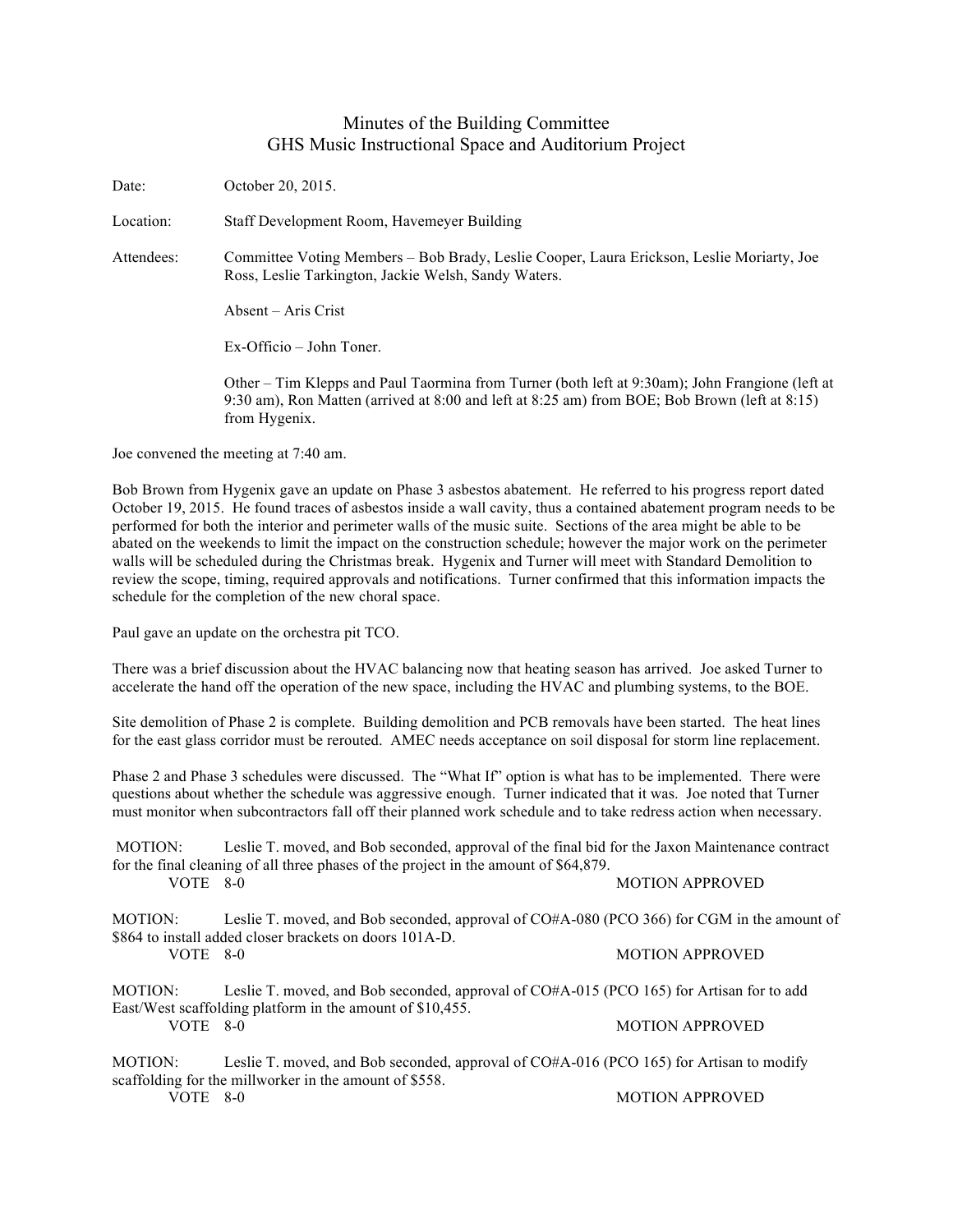# Minutes of the Building Committee
## GHS Music Instructional Space and Auditorium Project

Date: October 20, 2015.

Location: Staff Development Room, Havemeyer Building

Attendees: Committee Voting Members – Bob Brady, Leslie Cooper, Laura Erickson, Leslie Moriarty, Joe Ross, Leslie Tarkington, Jackie Welsh, Sandy Waters.

Absent – Aris Crist

Ex-Officio – John Toner.

Other – Tim Klepps and Paul Taormina from Turner (both left at 9:30am); John Frangione (left at 9:30 am), Ron Matten (arrived at 8:00 and left at 8:25 am) from BOE; Bob Brown (left at 8:15) from Hygenix.

Joe convened the meeting at 7:40 am.

Bob Brown from Hygenix gave an update on Phase 3 asbestos abatement. He referred to his progress report dated October 19, 2015. He found traces of asbestos inside a wall cavity, thus a contained abatement program needs to be performed for both the interior and perimeter walls of the music suite. Sections of the area might be able to be abated on the weekends to limit the impact on the construction schedule; however the major work on the perimeter walls will be scheduled during the Christmas break. Hygenix and Turner will meet with Standard Demolition to review the scope, timing, required approvals and notifications. Turner confirmed that this information impacts the schedule for the completion of the new choral space.

Paul gave an update on the orchestra pit TCO.

There was a brief discussion about the HVAC balancing now that heating season has arrived. Joe asked Turner to accelerate the hand off the operation of the new space, including the HVAC and plumbing systems, to the BOE.

Site demolition of Phase 2 is complete. Building demolition and PCB removals have been started. The heat lines for the east glass corridor must be rerouted. AMEC needs acceptance on soil disposal for storm line replacement.

Phase 2 and Phase 3 schedules were discussed. The "What If" option is what has to be implemented. There were questions about whether the schedule was aggressive enough. Turner indicated that it was. Joe noted that Turner must monitor when subcontractors fall off their planned work schedule and to take redress action when necessary.

MOTION: Leslie T. moved, and Bob seconded, approval of the final bid for the Jaxon Maintenance contract for the final cleaning of all three phases of the project in the amount of $64,879.

VOTE 8-0 MOTION APPROVED

MOTION: Leslie T. moved, and Bob seconded, approval of CO#A-080 (PCO 366) for CGM in the amount of $864 to install added closer brackets on doors 101A-D.

VOTE 8-0 MOTION APPROVED

MOTION: Leslie T. moved, and Bob seconded, approval of CO#A-015 (PCO 165) for Artisan for to add East/West scaffolding platform in the amount of $10,455.

VOTE 8-0 MOTION APPROVED

MOTION: Leslie T. moved, and Bob seconded, approval of CO#A-016 (PCO 165) for Artisan to modify scaffolding for the millworker in the amount of $558.

VOTE 8-0 MOTION APPROVED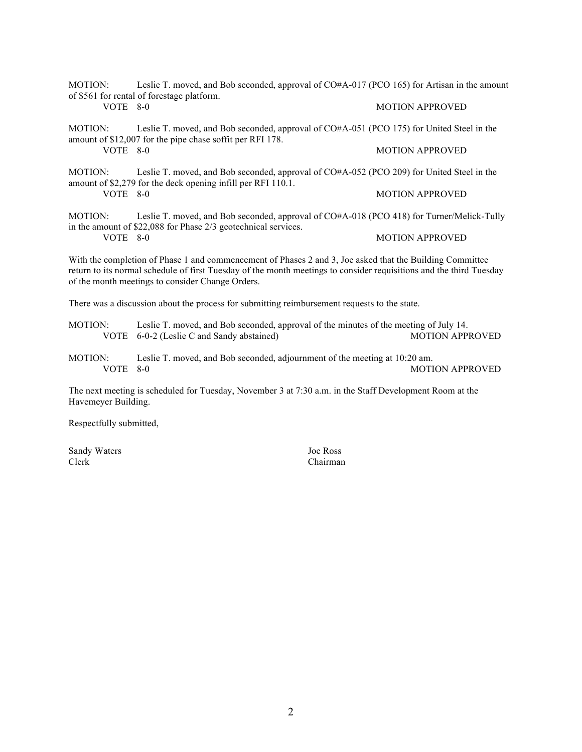MOTION: Leslie T. moved, and Bob seconded, approval of CO#A-017 (PCO 165) for Artisan in the amount of $561 for rental of forestage platform.
VOTE 8-0 MOTION APPROVED

MOTION: Leslie T. moved, and Bob seconded, approval of CO#A-051 (PCO 175) for United Steel in the amount of $12,007 for the pipe chase soffit per RFI 178.
VOTE 8-0 MOTION APPROVED

MOTION: Leslie T. moved, and Bob seconded, approval of CO#A-052 (PCO 209) for United Steel in the amount of $2,279 for the deck opening infill per RFI 110.1.
VOTE 8-0 MOTION APPROVED

MOTION: Leslie T. moved, and Bob seconded, approval of CO#A-018 (PCO 418) for Turner/Melick-Tully in the amount of $22,088 for Phase 2/3 geotechnical services.
VOTE 8-0 MOTION APPROVED

With the completion of Phase 1 and commencement of Phases 2 and 3, Joe asked that the Building Committee return to its normal schedule of first Tuesday of the month meetings to consider requisitions and the third Tuesday of the month meetings to consider Change Orders.

There was a discussion about the process for submitting reimbursement requests to the state.

MOTION: Leslie T. moved, and Bob seconded, approval of the minutes of the meeting of July 14.
VOTE 6-0-2 (Leslie C and Sandy abstained) MOTION APPROVED

MOTION: Leslie T. moved, and Bob seconded, adjournment of the meeting at 10:20 am.
VOTE 8-0 MOTION APPROVED

The next meeting is scheduled for Tuesday, November 3 at 7:30 a.m. in the Staff Development Room at the Havemeyer Building.

Respectfully submitted,

Sandy Waters
Clerk

Joe Ross
Chairman